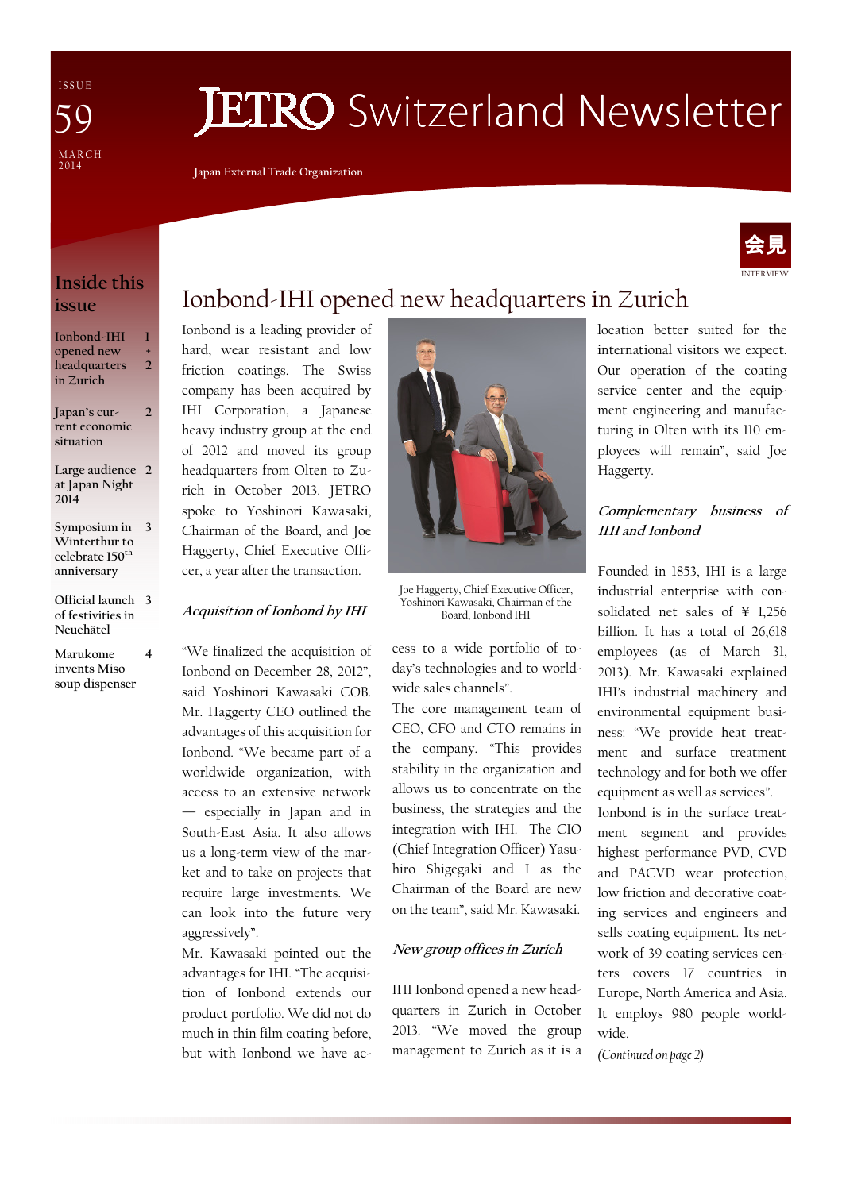ISSUE 59

MARCH 2014

# JETRO Switzerland Newsletter

Japan External Trade Organization

## Inside this issue

- Ionbond-IHI opened new headquarters in Zurich — 1 + 2
- Japan's current economic situation — 2
- Large audience at Japan Night 2014 — 2
- Symposium in Winterthur to celebrate 150th anniversary — 3
- Official launch of festivities in Neuchâtel — 3
- Marukome invents Miso soup dispenser — 4

会見 INTERVIEW

# Ionbond-IHI opened new headquarters in Zurich

Ionbond is a leading provider of hard, wear resistant and low friction coatings. The Swiss company has been acquired by IHI Corporation, a Japanese heavy industry group at the end of 2012 and moved its group headquarters from Olten to Zurich in October 2013. JETRO spoke to Yoshinori Kawasaki, Chairman of the Board, and Joe Haggerty, Chief Executive Officer, a year after the transaction.

Joe Haggerty, Chief Executive Officer, Yoshinori Kawasaki, Chairman of the Board, Ionbond IHI

### *Acquisition of Ionbond by IHI*

"We finalized the acquisition of Ionbond on December 28, 2012", said Yoshinori Kawasaki COB. Mr. Haggerty CEO outlined the advantages of this acquisition for Ionbond. "We became part of a worldwide organization, with access to an extensive network — especially in Japan and in South-East Asia. It also allows us a long-term view of the market and to take on projects that require large investments. We can look into the future very aggressively".

Mr. Kawasaki pointed out the advantages for IHI. "The acquisition of Ionbond extends our product portfolio. We did not do much in thin film coating before, but with Ionbond we have access to a wide portfolio of today's technologies and to worldwide sales channels".

The core management team of CEO, CFO and CTO remains in the company. "This provides stability in the organization and allows us to concentrate on the business, the strategies and the integration with IHI. The CIO (Chief Integration Officer) Yasuhiro Shigegaki and I as the Chairman of the Board are new on the team", said Mr. Kawasaki.

### *New group offices in Zurich*

IHI Ionbond opened a new headquarters in Zurich in October 2013. "We moved the group management to Zurich as it is a location better suited for the international visitors we expect. Our operation of the coating service center and the equipment engineering and manufacturing in Olten with its 110 employees will remain", said Joe Haggerty.

### *Complementary business of IHI and Ionbond*

Founded in 1853, IHI is a large industrial enterprise with consolidated net sales of ¥ 1,256 billion. It has a total of 26,618 employees (as of March 31, 2013). Mr. Kawasaki explained IHI's industrial machinery and environmental equipment business: "We provide heat treatment and surface treatment technology and for both we offer equipment as well as services".

Ionbond is in the surface treatment segment and provides highest performance PVD, CVD and PACVD wear protection, low friction and decorative coating services and engineers and sells coating equipment. Its network of 39 coating services centers covers 17 countries in Europe, North America and Asia. It employs 980 people worldwide.

*(Continued on page 2)*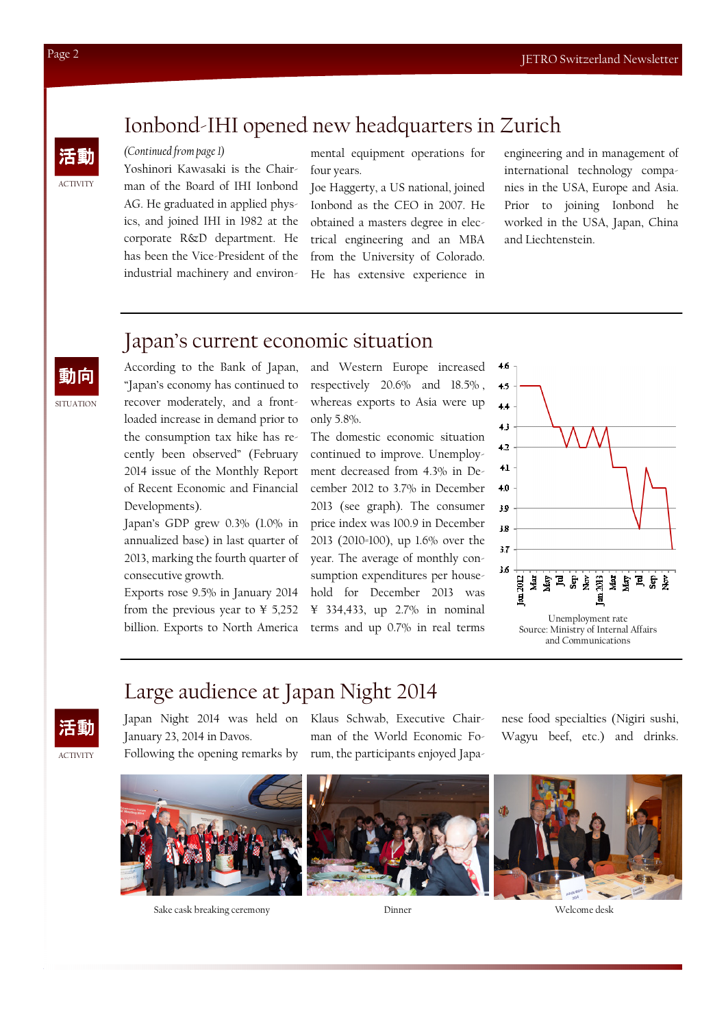## Ionbond-IHI opened new headquarters in Zurich

活動

ACTIVITY

*(Continued from page 1)*

Yoshinori Kawasaki is the Chairman of the Board of IHI Ionbond AG. He graduated in applied physics, and joined IHI in 1982 at the corporate R&D department. He has been the Vice-President of the industrial machinery and environmental equipment operations for four years.

Joe Haggerty, a US national, joined Ionbond as the CEO in 2007. He obtained a masters degree in electrical engineering and an MBA from the University of Colorado. He has extensive experience in engineering and in management of international technology companies in the USA, Europe and Asia. Prior to joining Ionbond he worked in the USA, Japan, China and Liechtenstein.

## Japan's current economic situation

動向

SITUATION

According to the Bank of Japan, "Japan's economy has continued to recover moderately, and a front-loaded increase in demand prior to the consumption tax hike has recently been observed" (February 2014 issue of the Monthly Report of Recent Economic and Financial Developments).

Japan's GDP grew 0.3% (1.0% in annualized base) in last quarter of 2013, marking the fourth quarter of consecutive growth.

Exports rose 9.5% in January 2014 from the previous year to ¥ 5,252 billion. Exports to North America and Western Europe increased respectively 20.6% and 18.5% , whereas exports to Asia were up only 5.8%.

The domestic economic situation continued to improve. Unemployment decreased from 4.3% in December 2012 to 3.7% in December 2013 (see graph). The consumer price index was 100.9 in December 2013 (2010=100), up 1.6% over the year. The average of monthly consumption expenditures per household for December 2013 was ¥ 334,433, up 2.7% in nominal terms and up 0.7% in real terms

Unemployment rate
Source: Ministry of Internal Affairs and Communications

## Large audience at Japan Night 2014

活動

ACTIVITY

Japan Night 2014 was held on January 23, 2014 in Davos.

Following the opening remarks by Klaus Schwab, Executive Chairman of the World Economic Forum, the participants enjoyed Japanese food specialties (Nigiri sushi, Wagyu beef, etc.) and drinks.

Sake cask breaking ceremony

Dinner

Welcome desk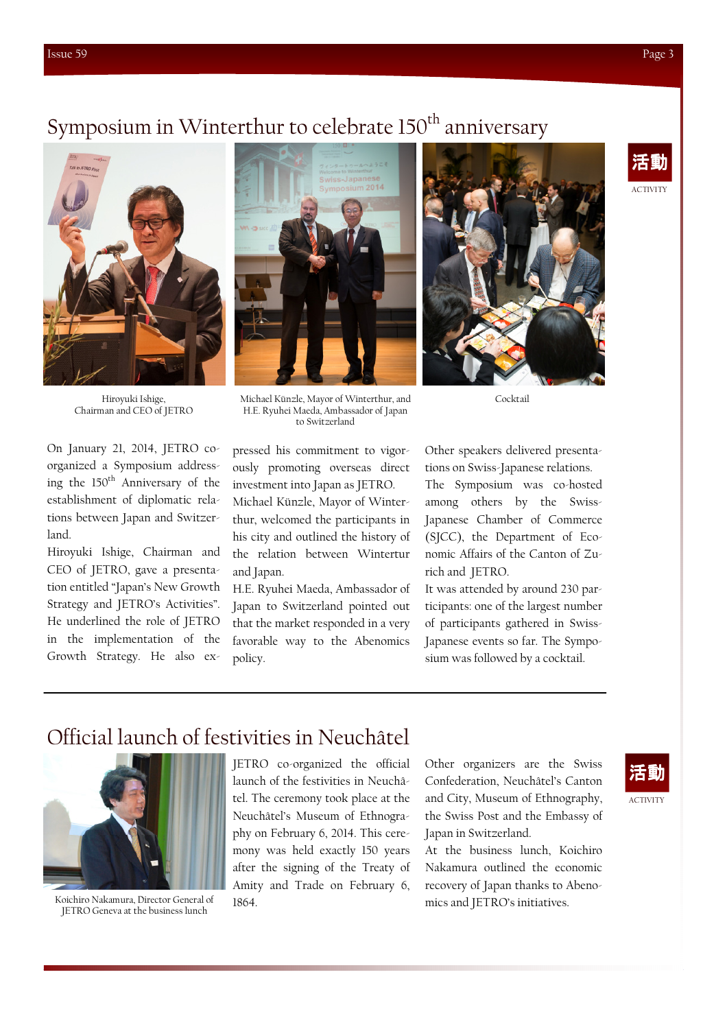# Symposium in Winterthur to celebrate 150th anniversary

活動
ACTIVITY

Hiroyuki Ishige, Chairman and CEO of JETRO

Michael Künzle, Mayor of Winterthur, and H.E. Ryuhei Maeda, Ambassador of Japan to Switzerland

Cocktail

On January 21, 2014, JETRO co-organized a Symposium addressing the 150th Anniversary of the establishment of diplomatic relations between Japan and Switzerland.

Hiroyuki Ishige, Chairman and CEO of JETRO, gave a presentation entitled "Japan's New Growth Strategy and JETRO's Activities". He underlined the role of JETRO in the implementation of the Growth Strategy. He also expressed his commitment to vigorously promoting overseas direct investment into Japan as JETRO.

Michael Künzle, Mayor of Winterthur, welcomed the participants in his city and outlined the history of the relation between Wintertur and Japan.

H.E. Ryuhei Maeda, Ambassador of Japan to Switzerland pointed out that the market responded in a very favorable way to the Abenomics policy.

Other speakers delivered presentations on Swiss-Japanese relations.

The Symposium was co-hosted among others by the Swiss-Japanese Chamber of Commerce (SJCC), the Department of Economic Affairs of the Canton of Zurich and JETRO.

It was attended by around 230 participants: one of the largest number of participants gathered in Swiss-Japanese events so far. The Symposium was followed by a cocktail.

# Official launch of festivities in Neuchâtel

活動
ACTIVITY

Koichiro Nakamura, Director General of JETRO Geneva at the business lunch

JETRO co-organized the official launch of the festivities in Neuchâtel. The ceremony took place at the Neuchâtel's Museum of Ethnography on February 6, 2014. This ceremony was held exactly 150 years after the signing of the Treaty of Amity and Trade on February 6, 1864.

Other organizers are the Swiss Confederation, Neuchâtel's Canton and City, Museum of Ethnography, the Swiss Post and the Embassy of Japan in Switzerland.

At the business lunch, Koichiro Nakamura outlined the economic recovery of Japan thanks to Abenomics and JETRO's initiatives.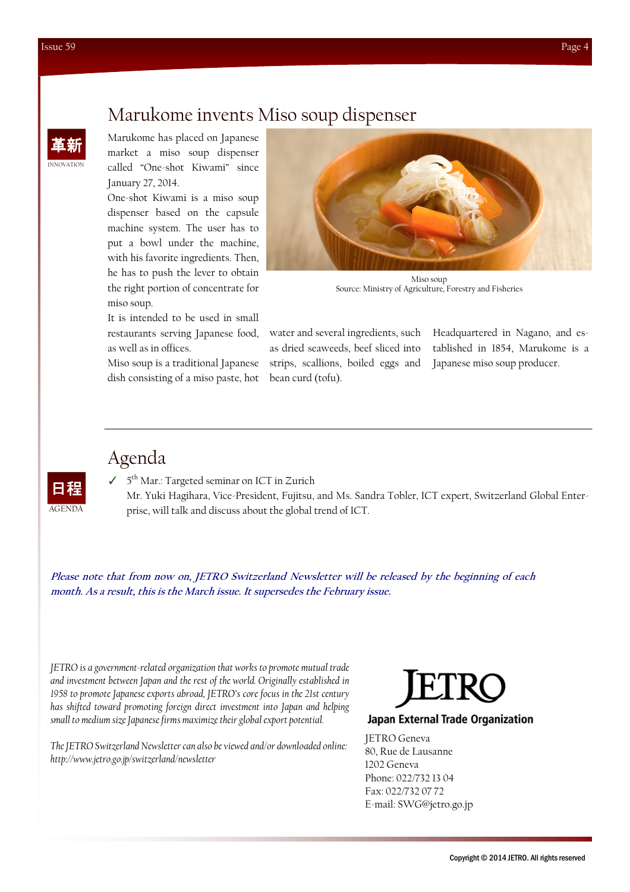## Marukome invents Miso soup dispenser

革新
INNOVATION

Marukome has placed on Japanese market a miso soup dispenser called "One-shot Kiwami" since January 27, 2014.

One-shot Kiwami is a miso soup dispenser based on the capsule machine system. The user has to put a bowl under the machine, with his favorite ingredients. Then, he has to push the lever to obtain the right portion of concentrate for miso soup.

It is intended to be used in small restaurants serving Japanese food, as well as in offices.

Miso soup is a traditional Japanese dish consisting of a miso paste, hot water and several ingredients, such as dried seaweeds, beef sliced into strips, scallions, boiled eggs and bean curd (tofu).

Headquartered in Nagano, and established in 1854, Marukome is a Japanese miso soup producer.

Miso soup
Source: Ministry of Agriculture, Forestry and Fisheries

## Agenda

日程
AGENDA

- ✓ 5th Mar.: Targeted seminar on ICT in Zurich
  Mr. Yuki Hagihara, Vice-President, Fujitsu, and Ms. Sandra Tobler, ICT expert, Switzerland Global Enterprise, will talk and discuss about the global trend of ICT.

***Please note that from now on, JETRO Switzerland Newsletter will be released by the beginning of each month. As a result, this is the March issue. It supersedes the February issue.***

*JETRO is a government-related organization that works to promote mutual trade and investment between Japan and the rest of the world. Originally established in 1958 to promote Japanese exports abroad, JETRO's core focus in the 21st century has shifted toward promoting foreign direct investment into Japan and helping small to medium size Japanese firms maximize their global export potential.*

*The JETRO Switzerland Newsletter can also be viewed and/or downloaded online: http://www.jetro.go.jp/switzerland/newsletter*

JETRO
Japan External Trade Organization

JETRO Geneva
80, Rue de Lausanne
1202 Geneva
Phone: 022/732 13 04
Fax: 022/732 07 72
E-mail: SWG@jetro.go.jp

Copyright © 2014 JETRO. All rights reserved